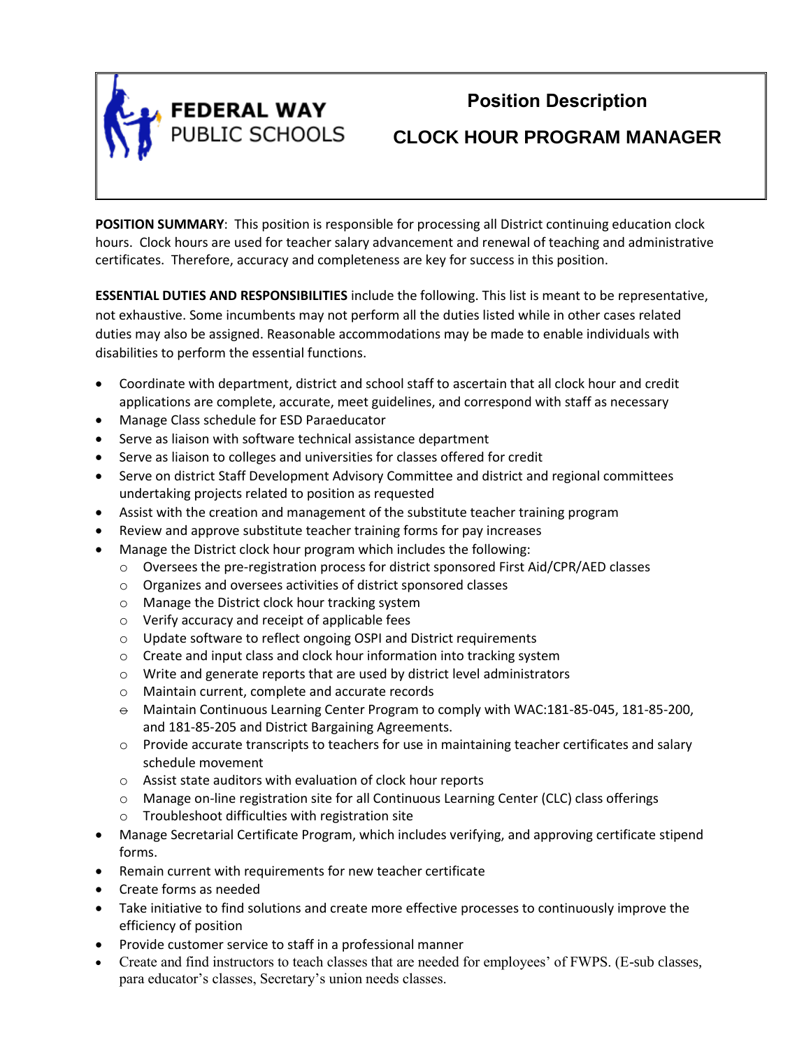**FEDERAL WAY PUBLIC SCHOOLS**

# Position Description

# CLOCK HOUR PROGRAM MANAGER

**POSITION SUMMARY**: This position is responsible for processing all District continuing education clock hours. Clock hours are used for teacher salary advancement and renewal of teaching and administrative certificates. Therefore, accuracy and completeness are key for success in this position.

**ESSENTIAL DUTIES AND RESPONSIBILITIES** include the following. This list is meant to be representative, not exhaustive. Some incumbents may not perform all the duties listed while in other cases related duties may also be assigned. Reasonable accommodations may be made to enable individuals with disabilities to perform the essential functions.

- Coordinate with department, district and school staff to ascertain that all clock hour and credit applications are complete, accurate, meet guidelines, and correspond with staff as necessary
- Manage Class schedule for ESD Paraeducator
- Serve as liaison with software technical assistance department
- Serve as liaison to colleges and universities for classes offered for credit
- Serve on district Staff Development Advisory Committee and district and regional committees undertaking projects related to position as requested
- Assist with the creation and management of the substitute teacher training program
- Review and approve substitute teacher training forms for pay increases
- Manage the District clock hour program which includes the following:
  - Oversees the pre-registration process for district sponsored First Aid/CPR/AED classes
  - Organizes and oversees activities of district sponsored classes
  - Manage the District clock hour tracking system
  - Verify accuracy and receipt of applicable fees
  - Update software to reflect ongoing OSPI and District requirements
  - Create and input class and clock hour information into tracking system
  - Write and generate reports that are used by district level administrators
  - Maintain current, complete and accurate records
  - Maintain Continuous Learning Center Program to comply with WAC:181-85-045, 181-85-200, and 181-85-205 and District Bargaining Agreements.
  - Provide accurate transcripts to teachers for use in maintaining teacher certificates and salary schedule movement
  - Assist state auditors with evaluation of clock hour reports
  - Manage on-line registration site for all Continuous Learning Center (CLC) class offerings
  - Troubleshoot difficulties with registration site
- Manage Secretarial Certificate Program, which includes verifying, and approving certificate stipend forms.
- Remain current with requirements for new teacher certificate
- Create forms as needed
- Take initiative to find solutions and create more effective processes to continuously improve the efficiency of position
- Provide customer service to staff in a professional manner
- Create and find instructors to teach classes that are needed for employees' of FWPS. (E-sub classes, para educator's classes, Secretary's union needs classes.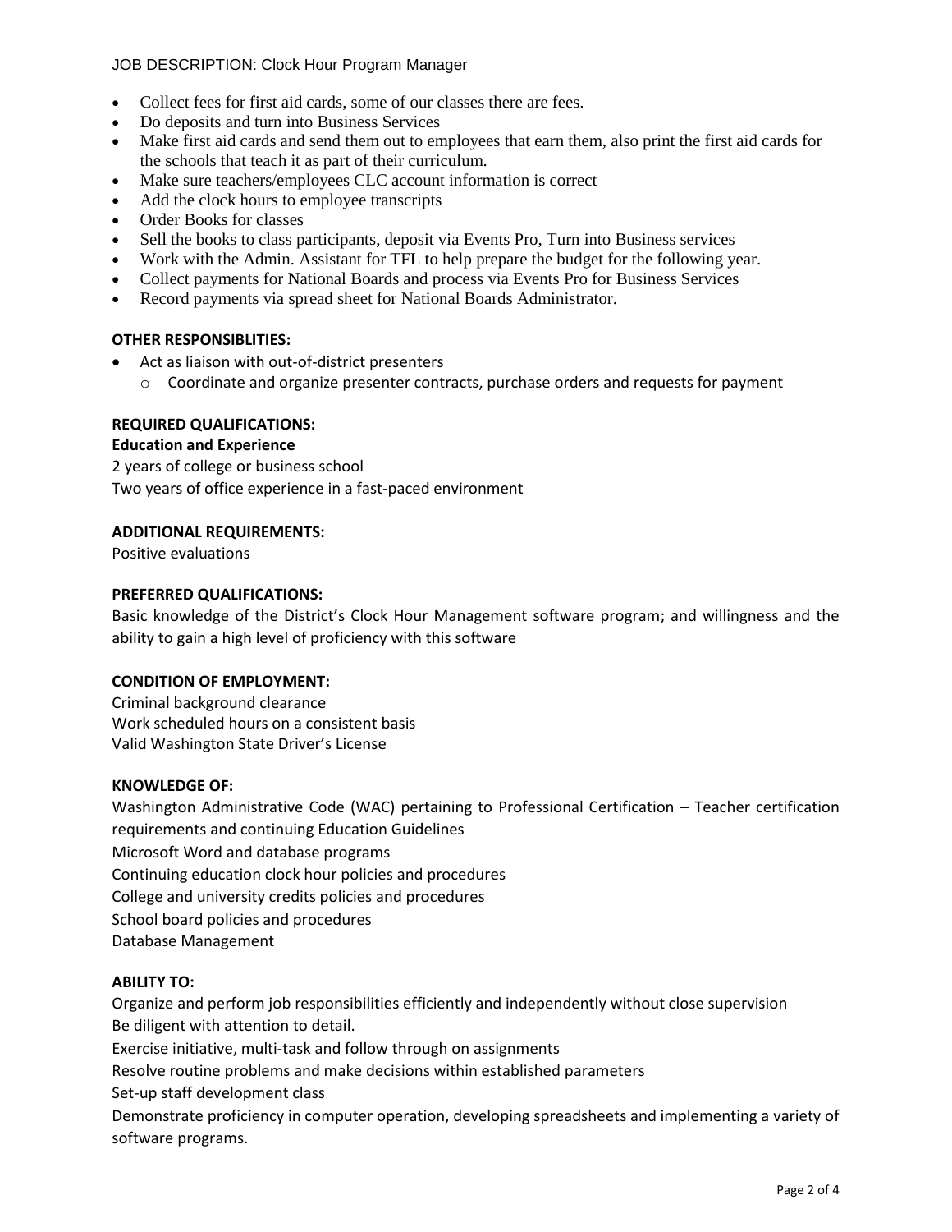- Collect fees for first aid cards, some of our classes there are fees.
- Do deposits and turn into Business Services
- Make first aid cards and send them out to employees that earn them, also print the first aid cards for the schools that teach it as part of their curriculum.
- Make sure teachers/employees CLC account information is correct
- Add the clock hours to employee transcripts
- Order Books for classes
- Sell the books to class participants, deposit via Events Pro, Turn into Business services
- Work with the Admin. Assistant for TFL to help prepare the budget for the following year.
- Collect payments for National Boards and process via Events Pro for Business Services
- Record payments via spread sheet for National Boards Administrator.

**OTHER RESPONSIBLITIES:**

- Act as liaison with out-of-district presenters
  - Coordinate and organize presenter contracts, purchase orders and requests for payment

**REQUIRED QUALIFICATIONS:**

**Education and Experience**

2 years of college or business school
Two years of office experience in a fast-paced environment

**ADDITIONAL REQUIREMENTS:**

Positive evaluations

**PREFERRED QUALIFICATIONS:**

Basic knowledge of the District's Clock Hour Management software program; and willingness and the ability to gain a high level of proficiency with this software

**CONDITION OF EMPLOYMENT:**

Criminal background clearance
Work scheduled hours on a consistent basis
Valid Washington State Driver's License

**KNOWLEDGE OF:**

Washington Administrative Code (WAC) pertaining to Professional Certification – Teacher certification requirements and continuing Education Guidelines
Microsoft Word and database programs
Continuing education clock hour policies and procedures
College and university credits policies and procedures
School board policies and procedures
Database Management

**ABILITY TO:**

Organize and perform job responsibilities efficiently and independently without close supervision
Be diligent with attention to detail.
Exercise initiative, multi-task and follow through on assignments
Resolve routine problems and make decisions within established parameters
Set-up staff development class
Demonstrate proficiency in computer operation, developing spreadsheets and implementing a variety of software programs.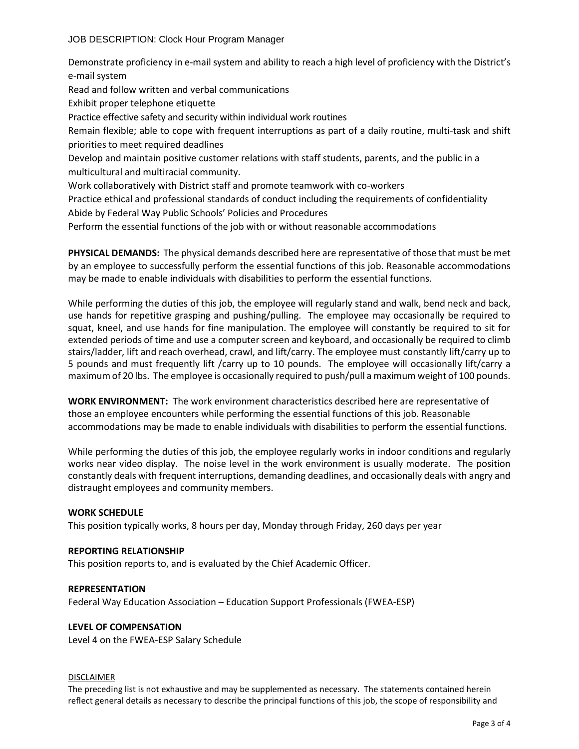Demonstrate proficiency in e-mail system and ability to reach a high level of proficiency with the District's e-mail system

Read and follow written and verbal communications

Exhibit proper telephone etiquette

Practice effective safety and security within individual work routines

Remain flexible; able to cope with frequent interruptions as part of a daily routine, multi-task and shift priorities to meet required deadlines

Develop and maintain positive customer relations with staff students, parents, and the public in a multicultural and multiracial community.

Work collaboratively with District staff and promote teamwork with co-workers

Practice ethical and professional standards of conduct including the requirements of confidentiality

Abide by Federal Way Public Schools' Policies and Procedures

Perform the essential functions of the job with or without reasonable accommodations

**PHYSICAL DEMANDS:** The physical demands described here are representative of those that must be met by an employee to successfully perform the essential functions of this job. Reasonable accommodations may be made to enable individuals with disabilities to perform the essential functions.

While performing the duties of this job, the employee will regularly stand and walk, bend neck and back, use hands for repetitive grasping and pushing/pulling. The employee may occasionally be required to squat, kneel, and use hands for fine manipulation. The employee will constantly be required to sit for extended periods of time and use a computer screen and keyboard, and occasionally be required to climb stairs/ladder, lift and reach overhead, crawl, and lift/carry. The employee must constantly lift/carry up to 5 pounds and must frequently lift /carry up to 10 pounds. The employee will occasionally lift/carry a maximum of 20 lbs. The employee is occasionally required to push/pull a maximum weight of 100 pounds.

**WORK ENVIRONMENT:** The work environment characteristics described here are representative of those an employee encounters while performing the essential functions of this job. Reasonable accommodations may be made to enable individuals with disabilities to perform the essential functions.

While performing the duties of this job, the employee regularly works in indoor conditions and regularly works near video display. The noise level in the work environment is usually moderate. The position constantly deals with frequent interruptions, demanding deadlines, and occasionally deals with angry and distraught employees and community members.

**WORK SCHEDULE**

This position typically works, 8 hours per day, Monday through Friday, 260 days per year

**REPORTING RELATIONSHIP**

This position reports to, and is evaluated by the Chief Academic Officer.

**REPRESENTATION**

Federal Way Education Association – Education Support Professionals (FWEA-ESP)

**LEVEL OF COMPENSATION**

Level 4 on the FWEA-ESP Salary Schedule

DISCLAIMER

The preceding list is not exhaustive and may be supplemented as necessary. The statements contained herein reflect general details as necessary to describe the principal functions of this job, the scope of responsibility and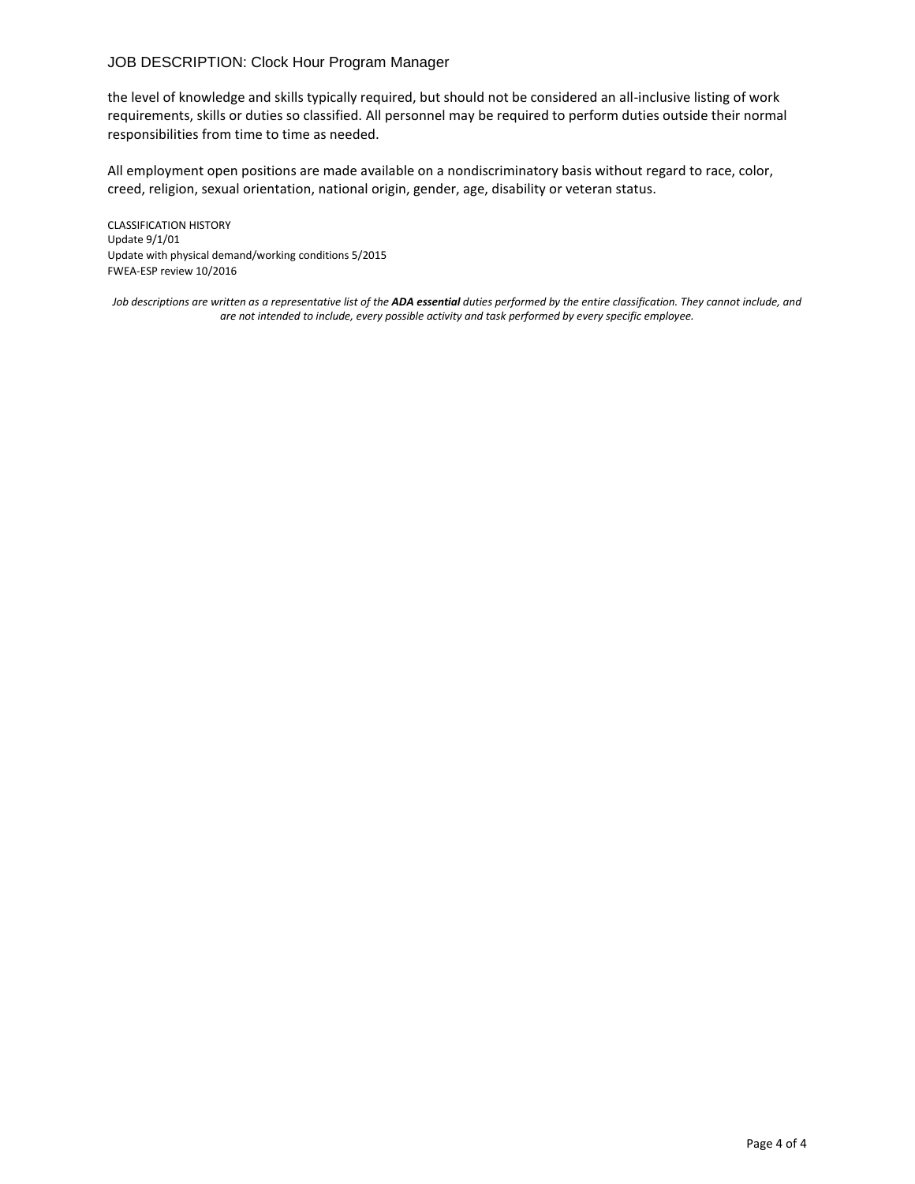the level of knowledge and skills typically required, but should not be considered an all-inclusive listing of work requirements, skills or duties so classified. All personnel may be required to perform duties outside their normal responsibilities from time to time as needed.

All employment open positions are made available on a nondiscriminatory basis without regard to race, color, creed, religion, sexual orientation, national origin, gender, age, disability or veteran status.

CLASSIFICATION HISTORY
Update 9/1/01
Update with physical demand/working conditions 5/2015
FWEA-ESP review 10/2016

*Job descriptions are written as a representative list of the **ADA essential** duties performed by the entire classification. They cannot include, and are not intended to include, every possible activity and task performed by every specific employee.*